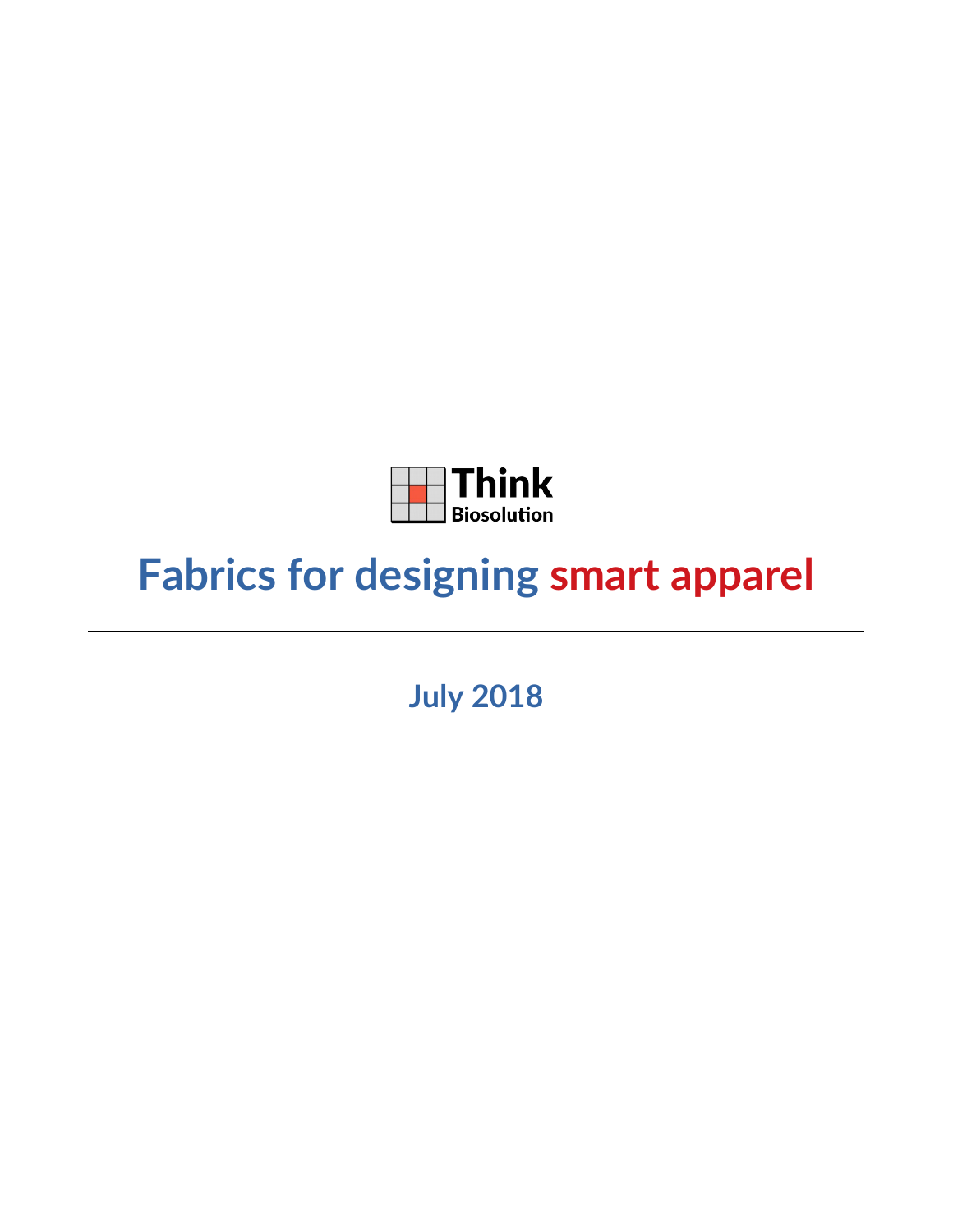Think
Biosolution

# Fabrics for designing smart apparel

---

**July 2018**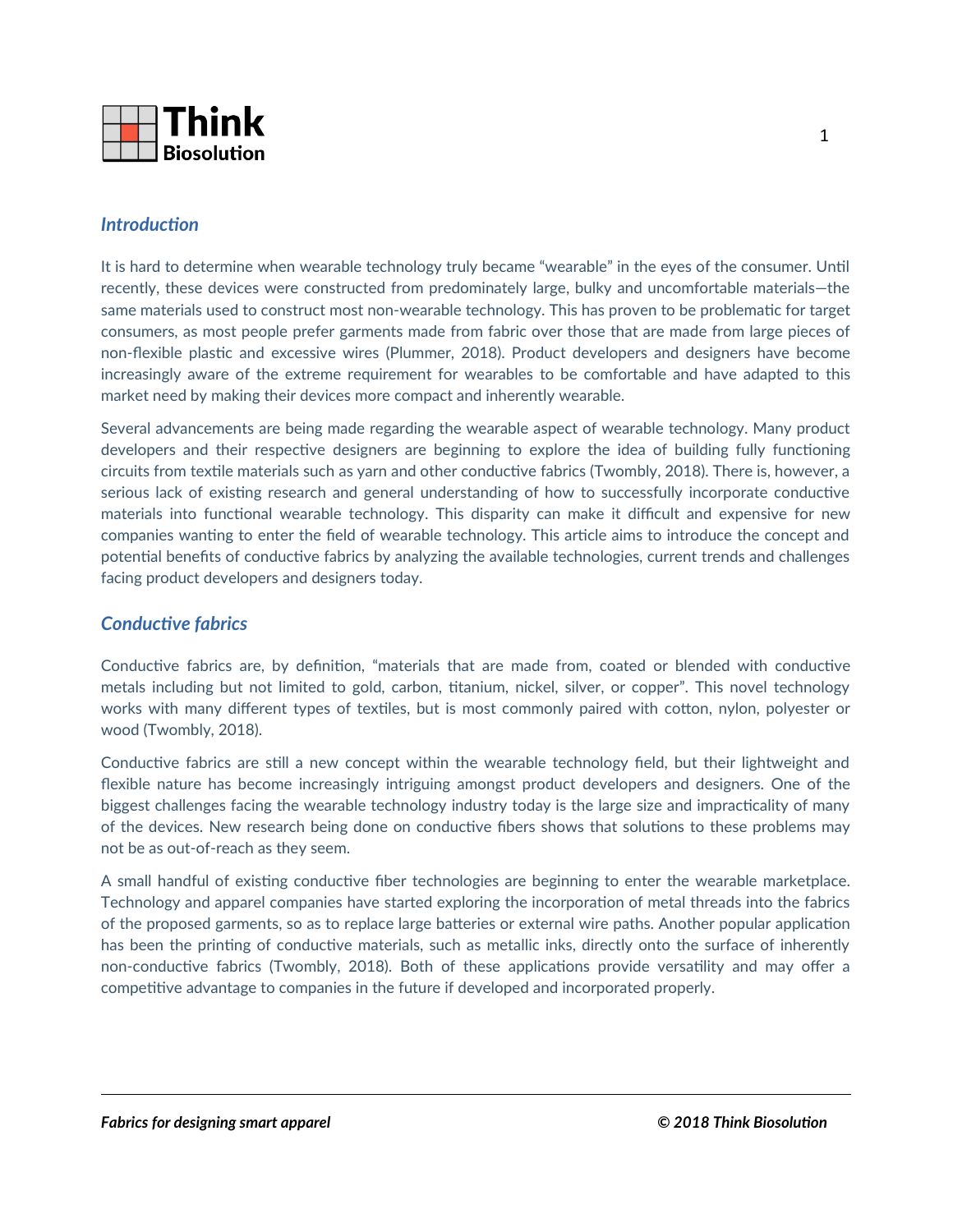## *Introduction*

It is hard to determine when wearable technology truly became "wearable" in the eyes of the consumer. Until recently, these devices were constructed from predominately large, bulky and uncomfortable materials—the same materials used to construct most non-wearable technology. This has proven to be problematic for target consumers, as most people prefer garments made from fabric over those that are made from large pieces of non-flexible plastic and excessive wires (Plummer, 2018). Product developers and designers have become increasingly aware of the extreme requirement for wearables to be comfortable and have adapted to this market need by making their devices more compact and inherently wearable.

Several advancements are being made regarding the wearable aspect of wearable technology. Many product developers and their respective designers are beginning to explore the idea of building fully functioning circuits from textile materials such as yarn and other conductive fabrics (Twombly, 2018). There is, however, a serious lack of existing research and general understanding of how to successfully incorporate conductive materials into functional wearable technology. This disparity can make it difficult and expensive for new companies wanting to enter the field of wearable technology. This article aims to introduce the concept and potential benefits of conductive fabrics by analyzing the available technologies, current trends and challenges facing product developers and designers today.

## *Conductive fabrics*

Conductive fabrics are, by definition, "materials that are made from, coated or blended with conductive metals including but not limited to gold, carbon, titanium, nickel, silver, or copper". This novel technology works with many different types of textiles, but is most commonly paired with cotton, nylon, polyester or wood (Twombly, 2018).

Conductive fabrics are still a new concept within the wearable technology field, but their lightweight and flexible nature has become increasingly intriguing amongst product developers and designers. One of the biggest challenges facing the wearable technology industry today is the large size and impracticality of many of the devices. New research being done on conductive fibers shows that solutions to these problems may not be as out-of-reach as they seem.

A small handful of existing conductive fiber technologies are beginning to enter the wearable marketplace. Technology and apparel companies have started exploring the incorporation of metal threads into the fabrics of the proposed garments, so as to replace large batteries or external wire paths. Another popular application has been the printing of conductive materials, such as metallic inks, directly onto the surface of inherently non-conductive fabrics (Twombly, 2018). Both of these applications provide versatility and may offer a competitive advantage to companies in the future if developed and incorporated properly.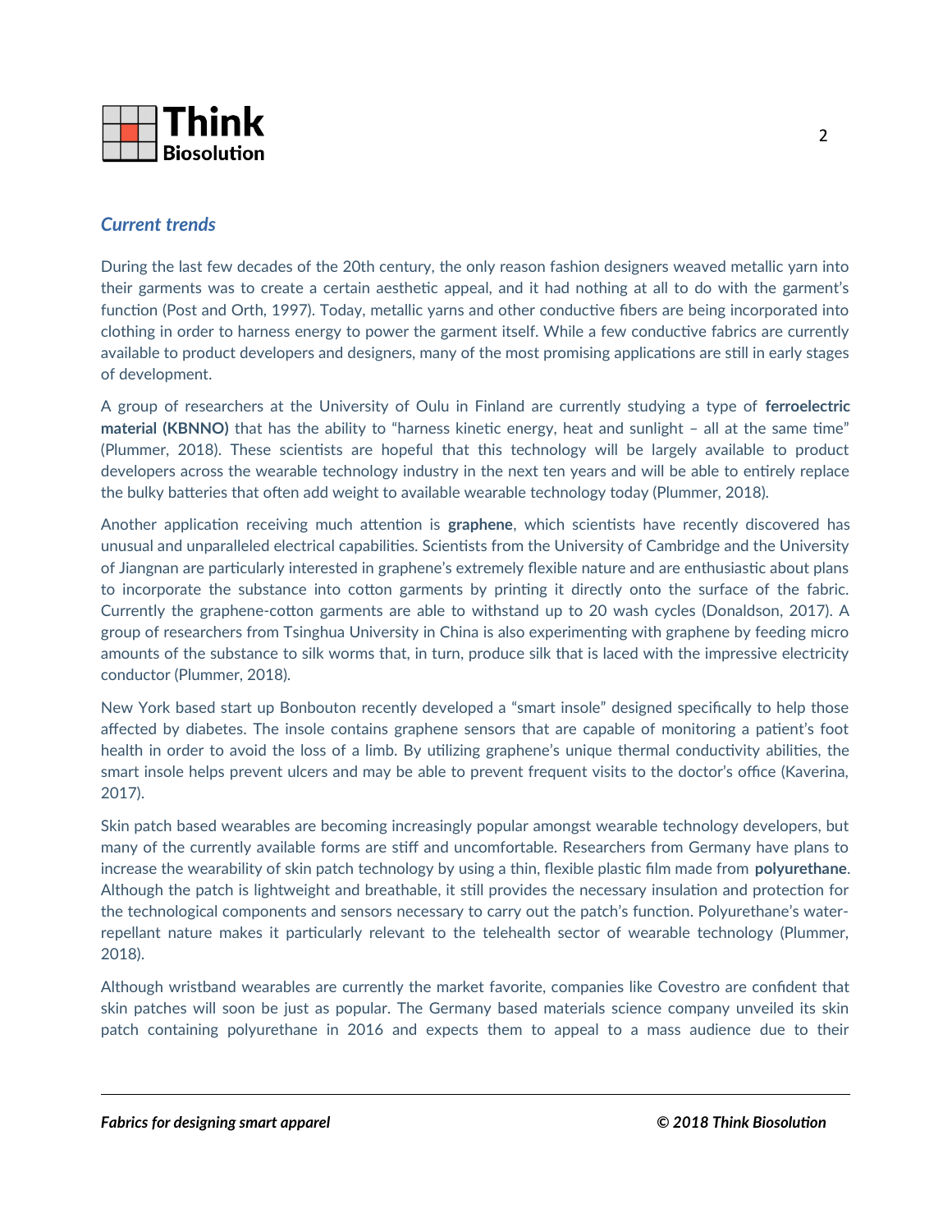## *Current trends*

During the last few decades of the 20th century, the only reason fashion designers weaved metallic yarn into their garments was to create a certain aesthetic appeal, and it had nothing at all to do with the garment's function (Post and Orth, 1997). Today, metallic yarns and other conductive fibers are being incorporated into clothing in order to harness energy to power the garment itself. While a few conductive fabrics are currently available to product developers and designers, many of the most promising applications are still in early stages of development.

A group of researchers at the University of Oulu in Finland are currently studying a type of **ferroelectric material (KBNNO)** that has the ability to "harness kinetic energy, heat and sunlight – all at the same time" (Plummer, 2018). These scientists are hopeful that this technology will be largely available to product developers across the wearable technology industry in the next ten years and will be able to entirely replace the bulky batteries that often add weight to available wearable technology today (Plummer, 2018).

Another application receiving much attention is **graphene**, which scientists have recently discovered has unusual and unparalleled electrical capabilities. Scientists from the University of Cambridge and the University of Jiangnan are particularly interested in graphene's extremely flexible nature and are enthusiastic about plans to incorporate the substance into cotton garments by printing it directly onto the surface of the fabric. Currently the graphene-cotton garments are able to withstand up to 20 wash cycles (Donaldson, 2017). A group of researchers from Tsinghua University in China is also experimenting with graphene by feeding micro amounts of the substance to silk worms that, in turn, produce silk that is laced with the impressive electricity conductor (Plummer, 2018).

New York based start up Bonbouton recently developed a "smart insole" designed specifically to help those affected by diabetes. The insole contains graphene sensors that are capable of monitoring a patient's foot health in order to avoid the loss of a limb. By utilizing graphene's unique thermal conductivity abilities, the smart insole helps prevent ulcers and may be able to prevent frequent visits to the doctor's office (Kaverina, 2017).

Skin patch based wearables are becoming increasingly popular amongst wearable technology developers, but many of the currently available forms are stiff and uncomfortable. Researchers from Germany have plans to increase the wearability of skin patch technology by using a thin, flexible plastic film made from **polyurethane**. Although the patch is lightweight and breathable, it still provides the necessary insulation and protection for the technological components and sensors necessary to carry out the patch's function. Polyurethane's water-repellant nature makes it particularly relevant to the telehealth sector of wearable technology (Plummer, 2018).

Although wristband wearables are currently the market favorite, companies like Covestro are confident that skin patches will soon be just as popular. The Germany based materials science company unveiled its skin patch containing polyurethane in 2016 and expects them to appeal to a mass audience due to their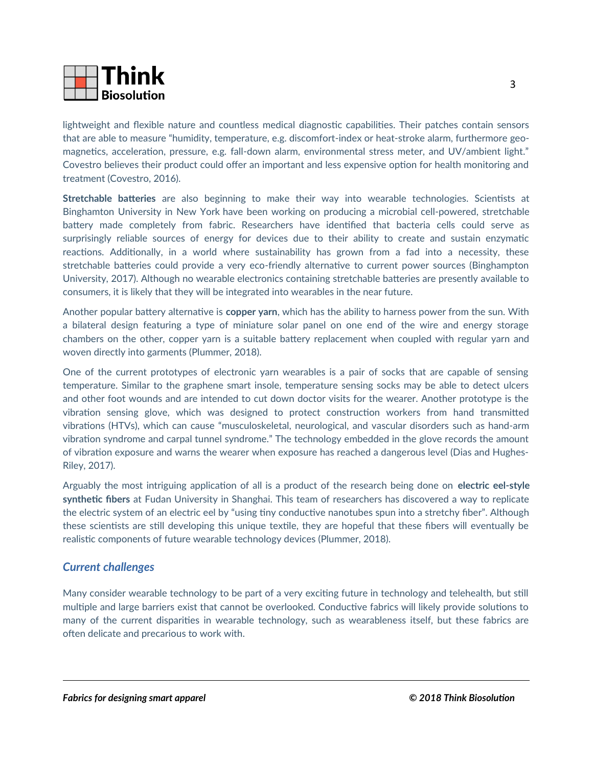lightweight and flexible nature and countless medical diagnostic capabilities. Their patches contain sensors that are able to measure "humidity, temperature, e.g. discomfort-index or heat-stroke alarm, furthermore geo-magnetics, acceleration, pressure, e.g. fall-down alarm, environmental stress meter, and UV/ambient light." Covestro believes their product could offer an important and less expensive option for health monitoring and treatment (Covestro, 2016).

**Stretchable batteries** are also beginning to make their way into wearable technologies. Scientists at Binghamton University in New York have been working on producing a microbial cell-powered, stretchable battery made completely from fabric. Researchers have identified that bacteria cells could serve as surprisingly reliable sources of energy for devices due to their ability to create and sustain enzymatic reactions. Additionally, in a world where sustainability has grown from a fad into a necessity, these stretchable batteries could provide a very eco-friendly alternative to current power sources (Binghampton University, 2017). Although no wearable electronics containing stretchable batteries are presently available to consumers, it is likely that they will be integrated into wearables in the near future.

Another popular battery alternative is **copper yarn**, which has the ability to harness power from the sun. With a bilateral design featuring a type of miniature solar panel on one end of the wire and energy storage chambers on the other, copper yarn is a suitable battery replacement when coupled with regular yarn and woven directly into garments (Plummer, 2018).

One of the current prototypes of electronic yarn wearables is a pair of socks that are capable of sensing temperature. Similar to the graphene smart insole, temperature sensing socks may be able to detect ulcers and other foot wounds and are intended to cut down doctor visits for the wearer. Another prototype is the vibration sensing glove, which was designed to protect construction workers from hand transmitted vibrations (HTVs), which can cause "musculoskeletal, neurological, and vascular disorders such as hand-arm vibration syndrome and carpal tunnel syndrome." The technology embedded in the glove records the amount of vibration exposure and warns the wearer when exposure has reached a dangerous level (Dias and Hughes-Riley, 2017).

Arguably the most intriguing application of all is a product of the research being done on **electric eel-style synthetic fibers** at Fudan University in Shanghai. This team of researchers has discovered a way to replicate the electric system of an electric eel by "using tiny conductive nanotubes spun into a stretchy fiber". Although these scientists are still developing this unique textile, they are hopeful that these fibers will eventually be realistic components of future wearable technology devices (Plummer, 2018).

## *Current challenges*

Many consider wearable technology to be part of a very exciting future in technology and telehealth, but still multiple and large barriers exist that cannot be overlooked. Conductive fabrics will likely provide solutions to many of the current disparities in wearable technology, such as wearableness itself, but these fabrics are often delicate and precarious to work with.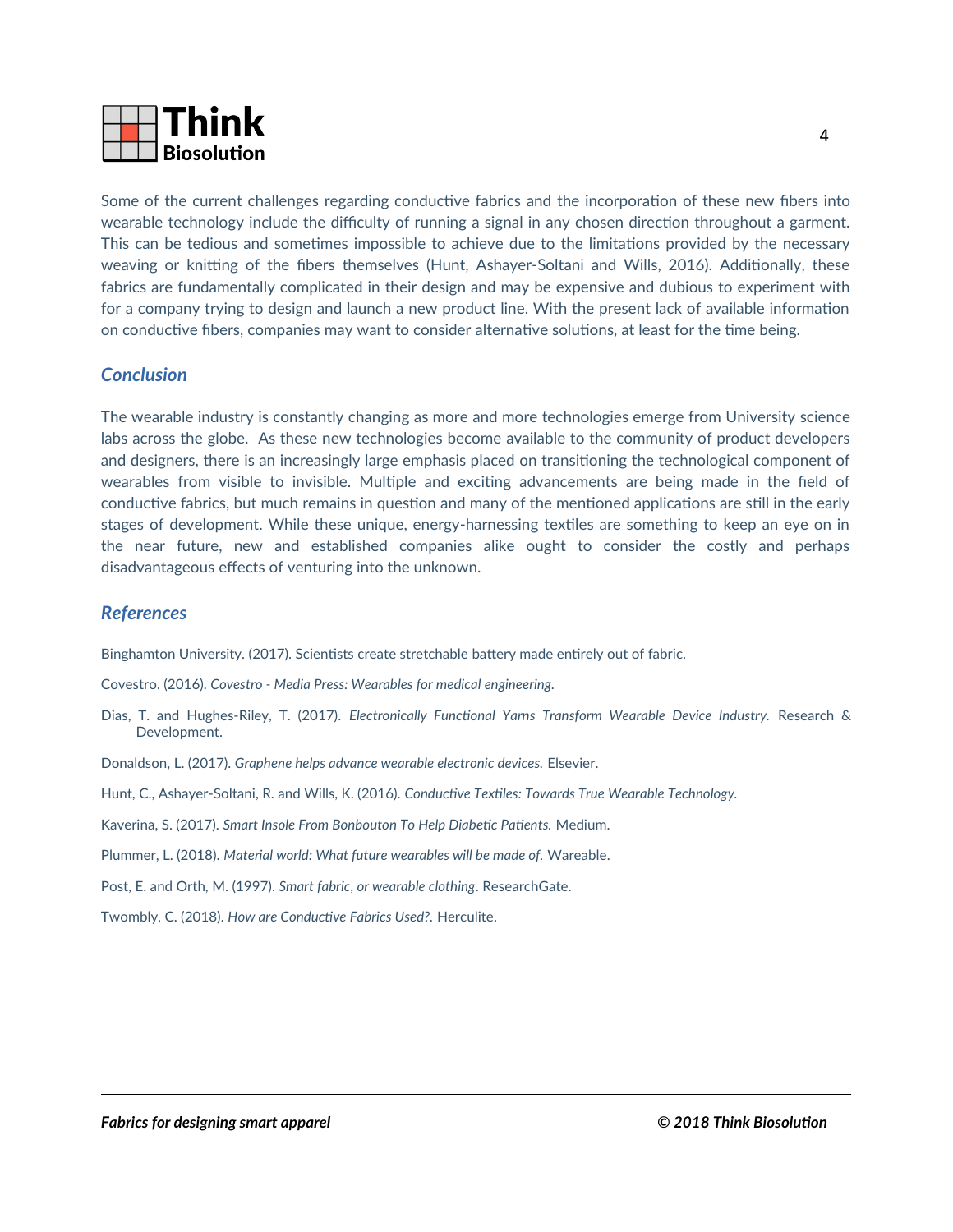Some of the current challenges regarding conductive fabrics and the incorporation of these new fibers into wearable technology include the difficulty of running a signal in any chosen direction throughout a garment. This can be tedious and sometimes impossible to achieve due to the limitations provided by the necessary weaving or knitting of the fibers themselves (Hunt, Ashayer-Soltani and Wills, 2016). Additionally, these fabrics are fundamentally complicated in their design and may be expensive and dubious to experiment with for a company trying to design and launch a new product line. With the present lack of available information on conductive fibers, companies may want to consider alternative solutions, at least for the time being.

## *Conclusion*

The wearable industry is constantly changing as more and more technologies emerge from University science labs across the globe. As these new technologies become available to the community of product developers and designers, there is an increasingly large emphasis placed on transitioning the technological component of wearables from visible to invisible. Multiple and exciting advancements are being made in the field of conductive fabrics, but much remains in question and many of the mentioned applications are still in the early stages of development. While these unique, energy-harnessing textiles are something to keep an eye on in the near future, new and established companies alike ought to consider the costly and perhaps disadvantageous effects of venturing into the unknown.

## *References*

Binghamton University. (2017). Scientists create stretchable battery made entirely out of fabric.

Covestro. (2016). *Covestro - Media Press: Wearables for medical engineering.*

Dias, T. and Hughes-Riley, T. (2017). *Electronically Functional Yarns Transform Wearable Device Industry.* Research & Development.

Donaldson, L. (2017). *Graphene helps advance wearable electronic devices.* Elsevier.

Hunt, C., Ashayer-Soltani, R. and Wills, K. (2016). *Conductive Textiles: Towards True Wearable Technology.*

Kaverina, S. (2017). *Smart Insole From Bonbouton To Help Diabetic Patients.* Medium.

Plummer, L. (2018). *Material world: What future wearables will be made of.* Wareable.

Post, E. and Orth, M. (1997). *Smart fabric, or wearable clothing*. ResearchGate.

Twombly, C. (2018). *How are Conductive Fabrics Used?.* Herculite.